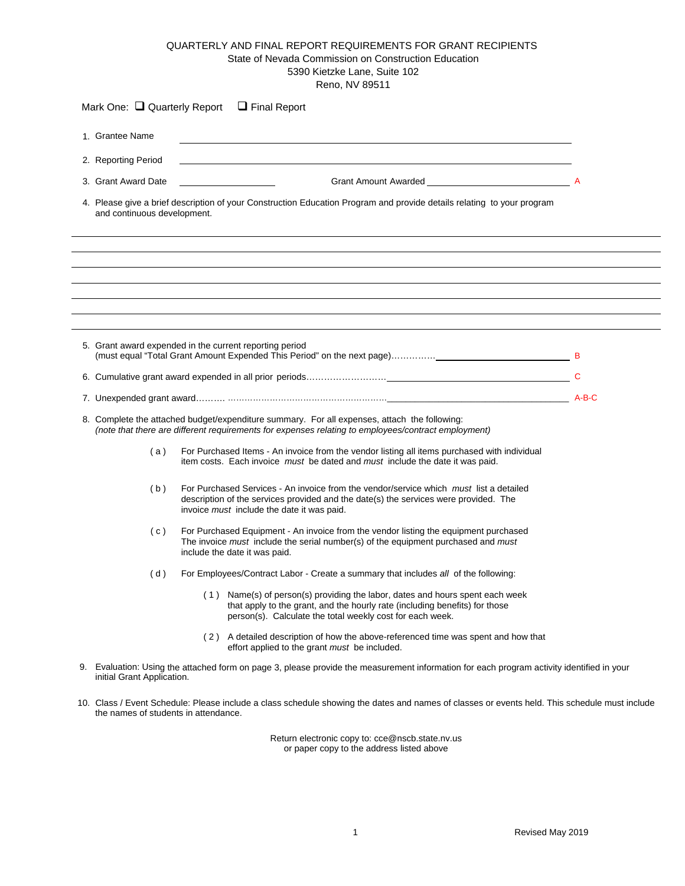# QUARTERLY AND FINAL REPORT REQUIREMENTS FOR GRANT RECIPIENTS

State of Nevada Commission on Construction Education
5390 Kietzke Lane, Suite 102
Reno, NV 89511

Mark One: ☐ Quarterly Report ☐ Final Report

1. Grantee Name ______________________________

2. Reporting Period ______________________________

3. Grant Award Date ____________ Grant Amount Awarded ____________ A

4. Please give a brief description of your Construction Education Program and provide details relating to your program and continuous development.

______________________________
______________________________
______________________________
______________________________
______________________________
______________________________

5. Grant award expended in the current reporting period (must equal "Total Grant Amount Expended This Period" on the next page)…………… ____________ B

6. Cumulative grant award expended in all prior periods……………………… ____________ C

7. Unexpended grant award………. ……………………………………………… ____________ A-B-C

8. Complete the attached budget/expenditure summary. For all expenses, attach the following:
*(note that there are different requirements for expenses relating to employees/contract employment)*

   ( a ) For Purchased Items - An invoice from the vendor listing all items purchased with individual item costs. Each invoice *must* be dated and *must* include the date it was paid.

   ( b ) For Purchased Services - An invoice from the vendor/service which *must* list a detailed description of the services provided and the date(s) the services were provided. The invoice *must* include the date it was paid.

   ( c ) For Purchased Equipment - An invoice from the vendor listing the equipment purchased The invoice *must* include the serial number(s) of the equipment purchased and *must* include the date it was paid.

   ( d ) For Employees/Contract Labor - Create a summary that includes *all* of the following:

      ( 1 ) Name(s) of person(s) providing the labor, dates and hours spent each week that apply to the grant, and the hourly rate (including benefits) for those person(s). Calculate the total weekly cost for each week.

      ( 2 ) A detailed description of how the above-referenced time was spent and how that effort applied to the grant *must* be included.

9. Evaluation: Using the attached form on page 3, please provide the measurement information for each program activity identified in your initial Grant Application.

10. Class / Event Schedule: Please include a class schedule showing the dates and names of classes or events held. This schedule must include the names of students in attendance.

Return electronic copy to: cce@nscb.state.nv.us
or paper copy to the address listed above

Revised May 2019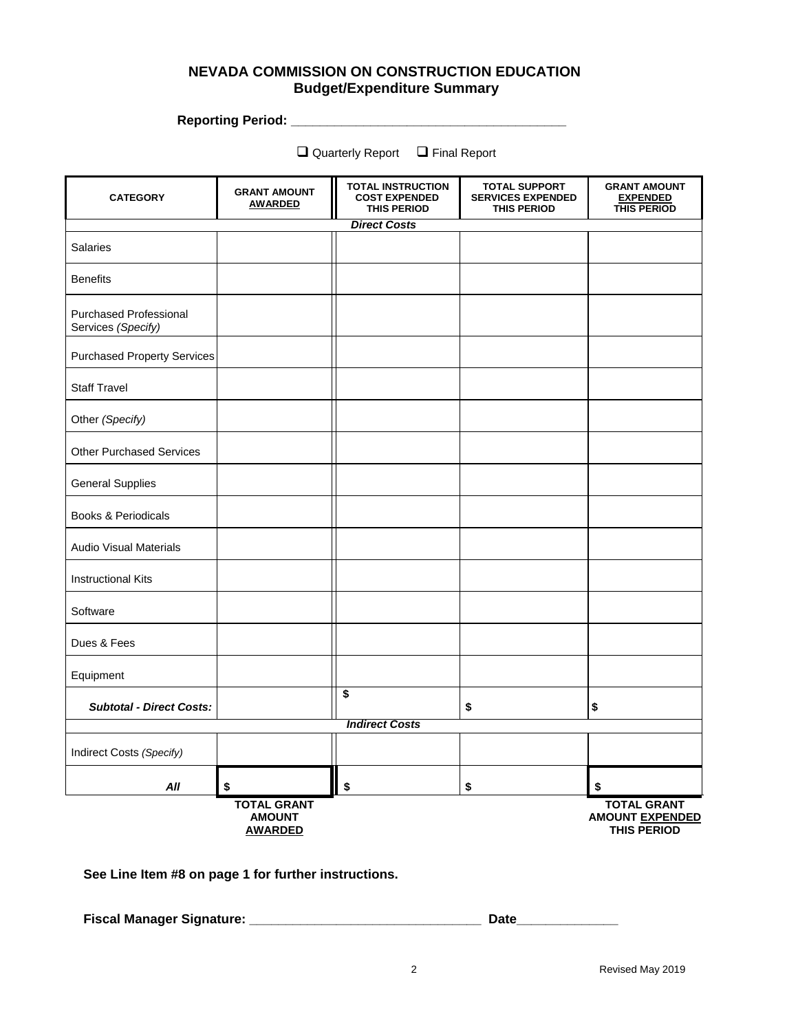# NEVADA COMMISSION ON CONSTRUCTION EDUCATION
## Budget/Expenditure Summary

**Reporting Period: ______________________________________**

☐ Quarterly Report ☐ Final Report

| CATEGORY | GRANT AMOUNT AWARDED | TOTAL INSTRUCTION COST EXPENDED THIS PERIOD | TOTAL SUPPORT SERVICES EXPENDED THIS PERIOD | GRANT AMOUNT EXPENDED THIS PERIOD |
|---|---|---|---|---|
| | | ***Direct Costs*** | | |
| Salaries | | | | |
| Benefits | | | | |
| Purchased Professional Services *(Specify)* | | | | |
| Purchased Property Services | | | | |
| Staff Travel | | | | |
| Other *(Specify)* | | | | |
| Other Purchased Services | | | | |
| General Supplies | | | | |
| Books & Periodicals | | | | |
| Audio Visual Materials | | | | |
| Instructional Kits | | | | |
| Software | | | | |
| Dues & Fees | | | | |
| Equipment | | | | |
| ***Subtotal - Direct Costs:*** | | **$** | **$** | **$** |
| | | ***Indirect Costs*** | | |
| Indirect Costs *(Specify)* | | | | |
| ***All*** | **$** | **$** | **$** | **$** |
| | **TOTAL GRANT AMOUNT AWARDED** | | | **TOTAL GRANT AMOUNT EXPENDED THIS PERIOD** |

**See Line Item #8 on page 1 for further instructions.**

**Fiscal Manager Signature: ________________________________ Date______________**

Revised May 2019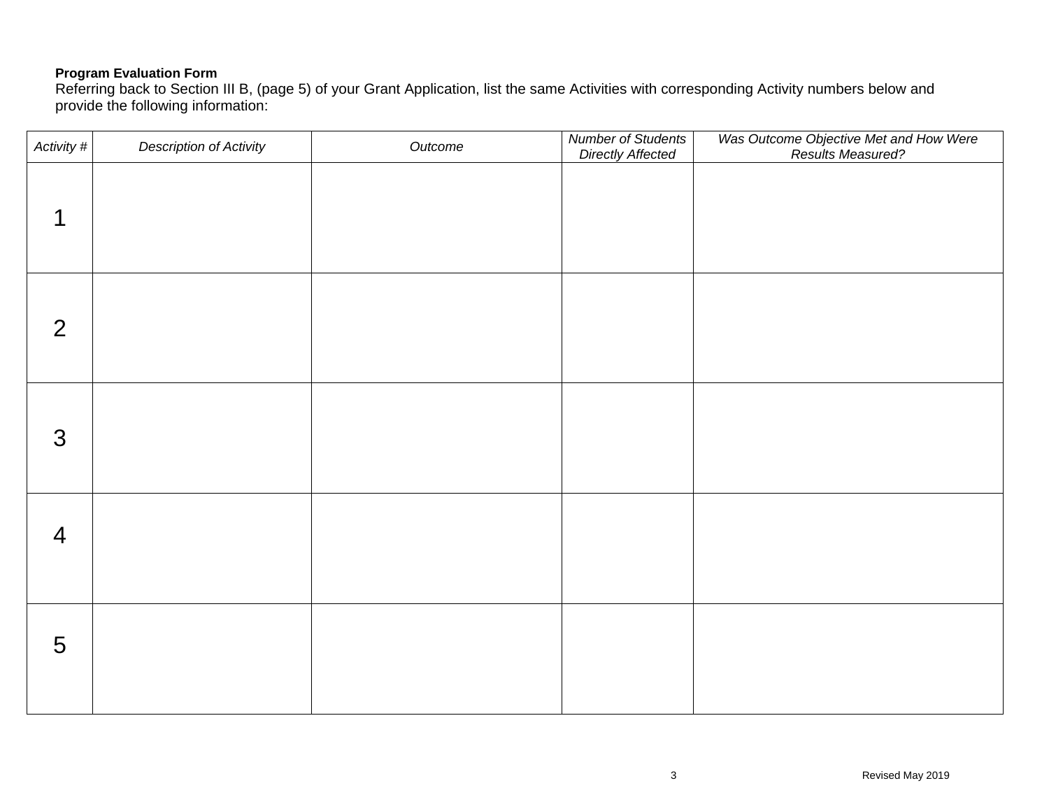**Program Evaluation Form**
Referring back to Section III B, (page 5) of your Grant Application, list the same Activities with corresponding Activity numbers below and provide the following information:

| *Activity #* | *Description of Activity* | *Outcome* | *Number of Students Directly Affected* | *Was Outcome Objective Met and How Were Results Measured?* |
|---|---|---|---|---|
| 1 | | | | |
| 2 | | | | |
| 3 | | | | |
| 4 | | | | |
| 5 | | | | |

Revised May 2019